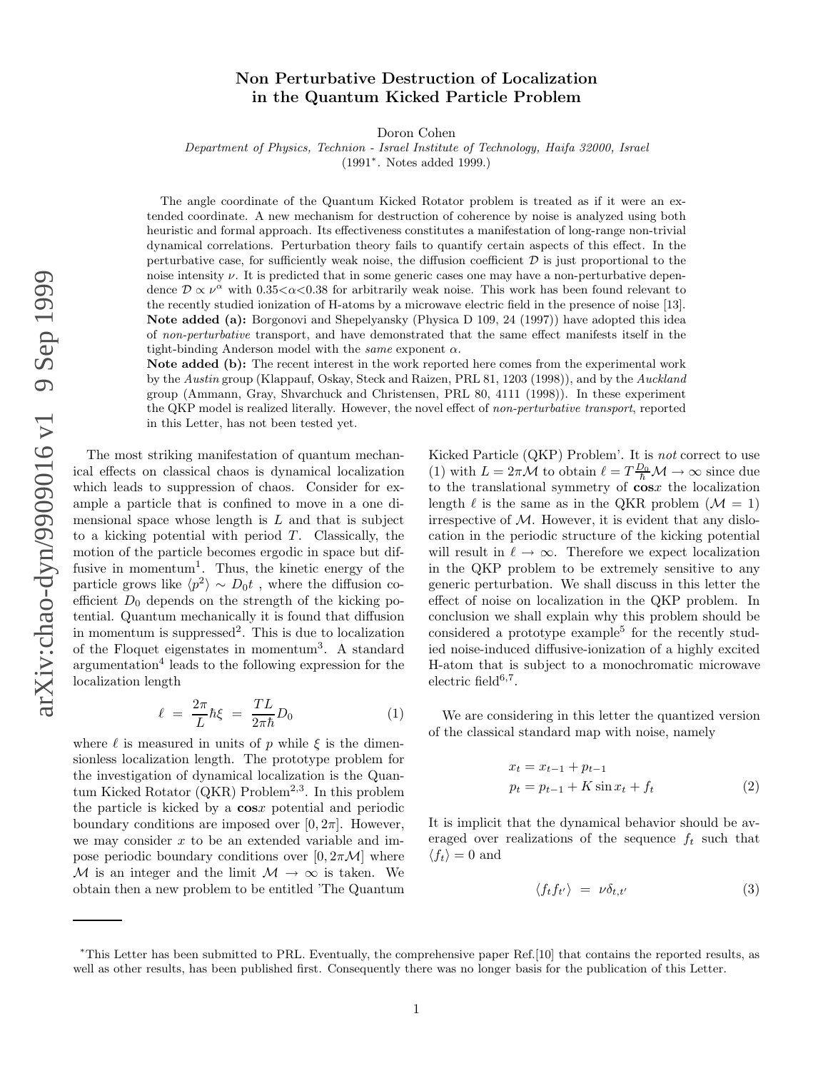# Non Perturbative Destruction of Localization in the Quantum Kicked Particle Problem

Doron Cohen

*Department of Physics, Technion - Israel Institute of Technology, Haifa 32000, Israel*

(1991*. Notes added 1999.)

The angle coordinate of the Quantum Kicked Rotator problem is treated as if it were an extended coordinate. A new mechanism for destruction of coherence by noise is analyzed using both heuristic and formal approach. Its effectiveness constitutes a manifestation of long-range non-trivial dynamical correlations. Perturbation theory fails to quantify certain aspects of this effect. In the perturbative case, for sufficiently weak noise, the diffusion coefficient $\mathcal{D}$ is just proportional to the noise intensity $\nu$. It is predicted that in some generic cases one may have a non-perturbative dependence $\mathcal{D} \propto \nu^{\alpha}$ with $0.35 < \alpha < 0.38$ for arbitrarily weak noise. This work has been found relevant to the recently studied ionization of H-atoms by a microwave electric field in the presence of noise [13].

**Note added (a):** Borgonovi and Shepelyansky (Physica D 109, 24 (1997)) have adopted this idea of *non-perturbative* transport, and have demonstrated that the same effect manifests itself in the tight-binding Anderson model with the *same* exponent $\alpha$.

**Note added (b):** The recent interest in the work reported here comes from the experimental work by the *Austin* group (Klappauf, Oskay, Steck and Raizen, PRL 81, 1203 (1998)), and by the *Auckland* group (Ammann, Gray, Shvarchuck and Christensen, PRL 80, 4111 (1998)). In these experiment the QKP model is realized literally. However, the novel effect of *non-perturbative transport*, reported in this Letter, has not been tested yet.

The most striking manifestation of quantum mechanical effects on classical chaos is dynamical localization which leads to suppression of chaos. Consider for example a particle that is confined to move in a one dimensional space whose length is $L$ and that is subject to a kicking potential with period $T$. Classically, the motion of the particle becomes ergodic in space but diffusive in momentum[1]. Thus, the kinetic energy of the particle grows like $\langle p^2 \rangle \sim D_0 t$, where the diffusion coefficient $D_0$ depends on the strength of the kicking potential. Quantum mechanically it is found that diffusion in momentum is suppressed[2]. This is due to localization of the Floquet eigenstates in momentum[3]. A standard argumentation[4] leads to the following expression for the localization length

$$\ell \;=\; \frac{2\pi}{L}\hbar\xi \;=\; \frac{TL}{2\pi\hbar}D_0 \tag{1}$$

where $\ell$ is measured in units of $p$ while $\xi$ is the dimensionless localization length. The prototype problem for the investigation of dynamical localization is the Quantum Kicked Rotator (QKR) Problem[2,3]. In this problem the particle is kicked by a $\mathbf{cos}x$ potential and periodic boundary conditions are imposed over $[0, 2\pi]$. However, we may consider $x$ to be an extended variable and impose periodic boundary conditions over $[0, 2\pi\mathcal{M}]$ where $\mathcal{M}$ is an integer and the limit $\mathcal{M} \rightarrow \infty$ is taken. We obtain then a new problem to be entitled 'The Quantum Kicked Particle (QKP) Problem'. It is *not* correct to use (1) with $L = 2\pi\mathcal{M}$ to obtain $\ell = T\frac{D_0}{\hbar}\mathcal{M} \rightarrow \infty$ since due to the translational symmetry of $\mathbf{cos}x$ the localization length $\ell$ is the same as in the QKR problem ($\mathcal{M} = 1$) irrespective of $\mathcal{M}$. However, it is evident that any dislocation in the periodic structure of the kicking potential will result in $\ell \rightarrow \infty$. Therefore we expect localization in the QKP problem to be extremely sensitive to any generic perturbation. We shall discuss in this letter the effect of noise on localization in the QKP problem. In conclusion we shall explain why this problem should be considered a prototype example[5] for the recently studied noise-induced diffusive-ionization of a highly excited H-atom that is subject to a monochromatic microwave electric field[6,7].

We are considering in this letter the quantized version of the classical standard map with noise, namely

$$\begin{aligned} x_t &= x_{t-1} + p_{t-1} \\ p_t &= p_{t-1} + K\sin x_t + f_t \end{aligned} \tag{2}$$

It is implicit that the dynamical behavior should be averaged over realizations of the sequence $f_t$ such that $\langle f_t \rangle = 0$ and

$$\langle f_t f_{t'} \rangle \;=\; \nu\delta_{t,t'} \tag{3}$$

*This Letter has been submitted to PRL. Eventually, the comprehensive paper Ref.[10] that contains the reported results, as well as other results, has been published first. Consequently there was no longer basis for the publication of this Letter.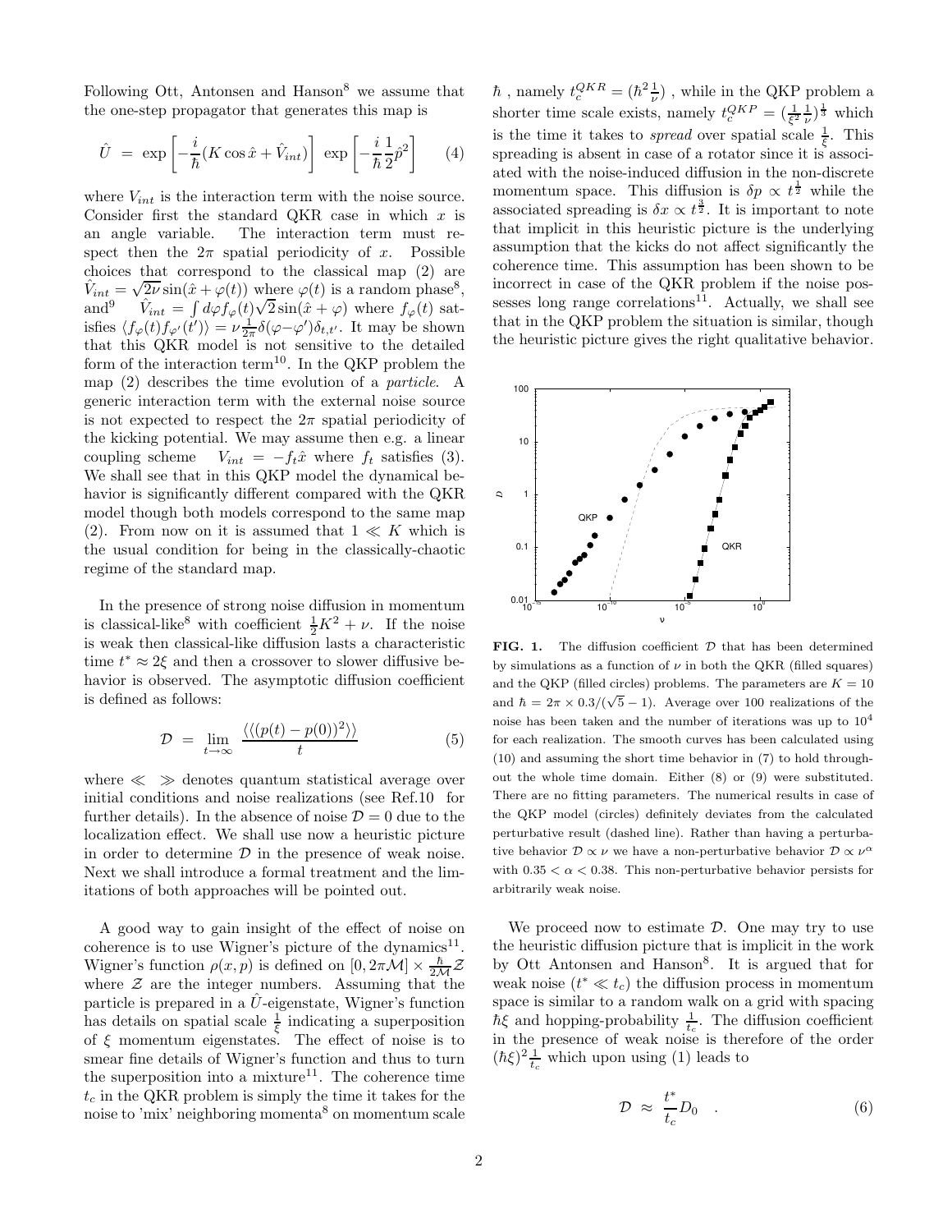Following Ott, Antonsen and Hanson[8] we assume that the one-step propagator that generates this map is

$$\hat{U} \;=\; \exp\left[-\frac{i}{\hbar}(K\cos\hat{x}+\hat{V}_{int})\right]\;\exp\left[-\frac{i}{\hbar}\frac{1}{2}\hat{p}^2\right] \qquad (4)$$

where $V_{int}$ is the interaction term with the noise source. Consider first the standard QKR case in which $x$ is an angle variable. The interaction term must respect then the $2\pi$ spatial periodicity of $x$. Possible choices that correspond to the classical map (2) are $\hat{V}_{int}=\sqrt{2\nu}\sin(\hat{x}+\varphi(t))$ where $\varphi(t)$ is a random phase[8], and[9] $\hat{V}_{int}=\int d\varphi f_{\varphi}(t)\sqrt{2}\sin(\hat{x}+\varphi)$ where $f_{\varphi}(t)$ satisfies $\langle f_{\varphi}(t)f_{\varphi'}(t')\rangle=\nu\frac{1}{2\pi}\delta(\varphi-\varphi')\delta_{t,t'}$. It may be shown that this QKR model is not sensitive to the detailed form of the interaction term[10]. In the QKP problem the map (2) describes the time evolution of a *particle*. A generic interaction term with the external noise source is not expected to respect the $2\pi$ spatial periodicity of the kicking potential. We may assume then e.g. a linear coupling scheme $V_{int}=-f_t\hat{x}$ where $f_t$ satisfies (3). We shall see that in this QKP model the dynamical behavior is significantly different compared with the QKR model though both models correspond to the same map (2). From now on it is assumed that $1\ll K$ which is the usual condition for being in the classically-chaotic regime of the standard map.

In the presence of strong noise diffusion in momentum is classical-like[8] with coefficient $\frac{1}{2}K^2+\nu$. If the noise is weak then classical-like diffusion lasts a characteristic time $t^*\approx 2\xi$ and then a crossover to slower diffusive behavior is observed. The asymptotic diffusion coefficient is defined as follows:

$$\mathcal{D} \;=\; \lim_{t\to\infty}\frac{\langle\langle(p(t)-p(0))^2\rangle\rangle}{t} \qquad (5)$$

where $\ll\;\gg$ denotes quantum statistical average over initial conditions and noise realizations (see Ref.10 for further details). In the absence of noise $\mathcal{D}=0$ due to the localization effect. We shall use now a heuristic picture in order to determine $\mathcal{D}$ in the presence of weak noise. Next we shall introduce a formal treatment and the limitations of both approaches will be pointed out.

A good way to gain insight of the effect of noise on coherence is to use Wigner's picture of the dynamics[11]. Wigner's function $\rho(x,p)$ is defined on $[0,2\pi\mathcal{M}]\times\frac{\hbar}{2\mathcal{M}}\mathcal{Z}$ where $\mathcal{Z}$ are the integer numbers. Assuming that the particle is prepared in a $\hat{U}$-eigenstate, Wigner's function has details on spatial scale $\frac{1}{\xi}$ indicating a superposition of $\xi$ momentum eigenstates. The effect of noise is to smear fine details of Wigner's function and thus to turn the superposition into a mixture[11]. The coherence time $t_c$ in the QKR problem is simply the time it takes for the noise to 'mix' neighboring momenta[8] on momentum scale $\hbar$, namely $t_c^{QKR}=(\hbar^2\frac{1}{\nu})$, while in the QKP problem a shorter time scale exists, namely $t_c^{QKP}=(\frac{1}{\xi^2}\frac{1}{\nu})^{\frac{1}{3}}$ which is the time it takes to *spread* over spatial scale $\frac{1}{\xi}$. This spreading is absent in case of a rotator since it is associated with the noise-induced diffusion in the non-discrete momentum space. This diffusion is $\delta p\propto t^{\frac{1}{2}}$ while the associated spreading is $\delta x\propto t^{\frac{3}{2}}$. It is important to note that implicit in this heuristic picture is the underlying assumption that the kicks do not affect significantly the coherence time. This assumption has been shown to be incorrect in case of the QKR problem if the noise possesses long range correlations[11]. Actually, we shall see that in the QKP problem the situation is similar, though the heuristic picture gives the right qualitative behavior.

**FIG. 1.** The diffusion coefficient $\mathcal{D}$ that has been determined by simulations as a function of $\nu$ in both the QKR (filled squares) and the QKP (filled circles) problems. The parameters are $K=10$ and $\hbar=2\pi\times 0.3/(\sqrt{5}-1)$. Average over 100 realizations of the noise has been taken and the number of iterations was up to $10^4$ for each realization. The smooth curves has been calculated using (10) and assuming the short time behavior in (7) to hold throughout the whole time domain. Either (8) or (9) were substituted. There are no fitting parameters. The numerical results in case of the QKP model (circles) definitely deviates from the calculated perturbative result (dashed line). Rather than having a perturbative behavior $\mathcal{D}\propto\nu$ we have a non-perturbative behavior $\mathcal{D}\propto\nu^{\alpha}$ with $0.35<\alpha<0.38$. This non-perturbative behavior persists for arbitrarily weak noise.

We proceed now to estimate $\mathcal{D}$. One may try to use the heuristic diffusion picture that is implicit in the work by Ott Antonsen and Hanson[8]. It is argued that for weak noise ($t^*\ll t_c$) the diffusion process in momentum space is similar to a random walk on a grid with spacing $\hbar\xi$ and hopping-probability $\frac{1}{t_c}$. The diffusion coefficient in the presence of weak noise is therefore of the order $(\hbar\xi)^2\frac{1}{t_c}$ which upon using (1) leads to

$$\mathcal{D} \;\approx\; \frac{t^*}{t_c}D_0 \quad . \qquad (6)$$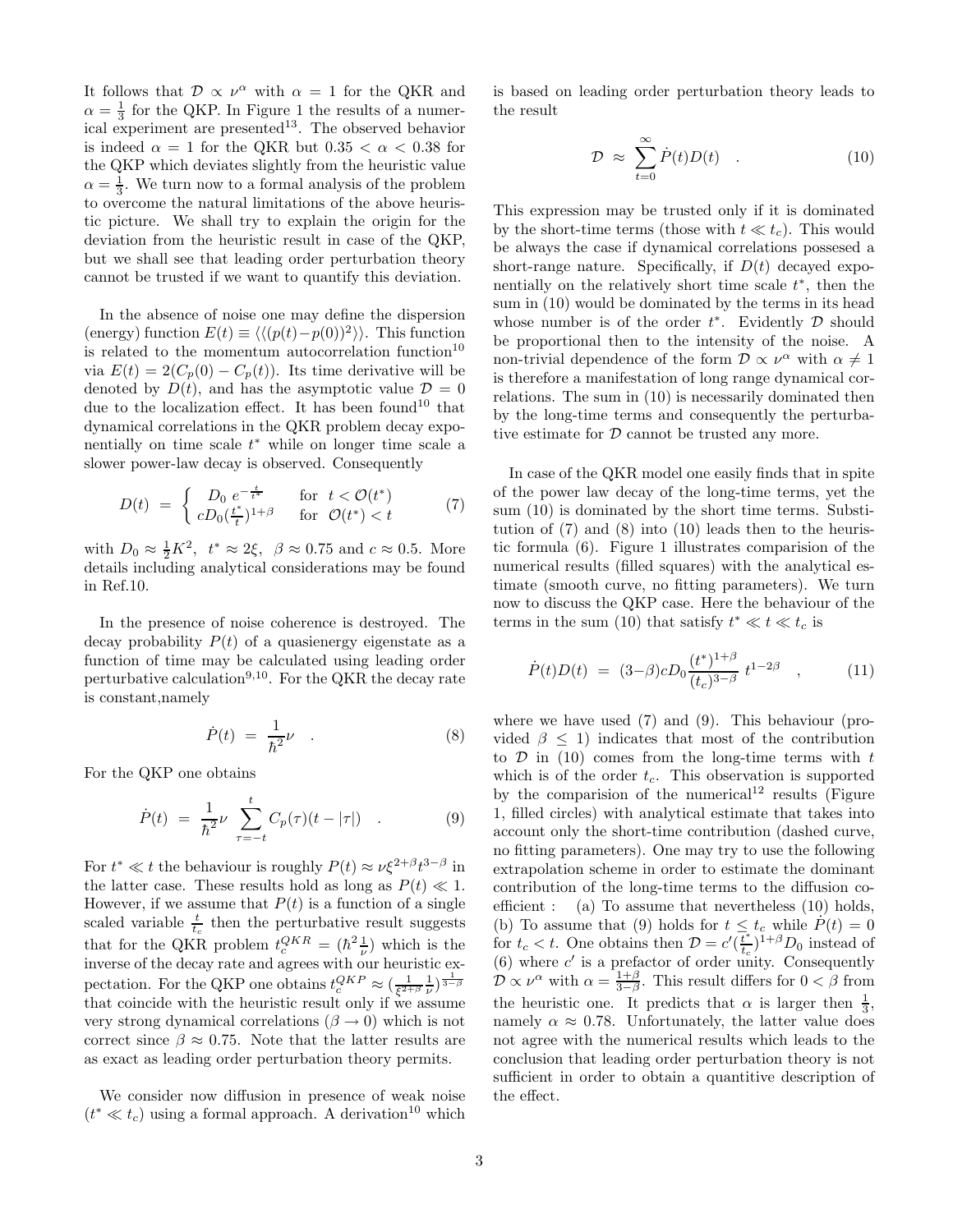It follows that $\mathcal{D} \propto \nu^\alpha$ with $\alpha = 1$ for the QKR and $\alpha = \frac{1}{3}$ for the QKP. In Figure 1 the results of a numerical experiment are presented[13]. The observed behavior is indeed $\alpha = 1$ for the QKR but $0.35 < \alpha < 0.38$ for the QKP which deviates slightly from the heuristic value $\alpha = \frac{1}{3}$. We turn now to a formal analysis of the problem to overcome the natural limitations of the above heuristic picture. We shall try to explain the origin for the deviation from the heuristic result in case of the QKP, but we shall see that leading order perturbation theory cannot be trusted if we want to quantify this deviation.

In the absence of noise one may define the dispersion (energy) function $E(t) \equiv \langle\langle (p(t)-p(0))^2 \rangle\rangle$. This function is related to the momentum autocorrelation function[10] via $E(t) = 2(C_p(0) - C_p(t))$. Its time derivative will be denoted by $D(t)$, and has the asymptotic value $\mathcal{D} = 0$ due to the localization effect. It has been found[10] that dynamical correlations in the QKR problem decay exponentially on time scale $t^*$ while on longer time scale a slower power-law decay is observed. Consequently

$$D(t) \;=\; \begin{cases} D_0 \; e^{-\frac{t}{t^*}} & \text{for} \quad t < \mathcal{O}(t^*) \\ cD_0 (\frac{t^*}{t})^{1+\beta} & \text{for} \quad \mathcal{O}(t^*) < t \end{cases} \qquad (7)$$

with $D_0 \approx \frac{1}{2}K^2$, $t^* \approx 2\xi$, $\beta \approx 0.75$ and $c \approx 0.5$. More details including analytical considerations may be found in Ref.10.

In the presence of noise coherence is destroyed. The decay probability $P(t)$ of a quasienergy eigenstate as a function of time may be calculated using leading order perturbative calculation[9,10]. For the QKR the decay rate is constant,namely

$$\dot{P}(t) \;=\; \frac{1}{\hbar^2}\nu \quad . \qquad (8)$$

For the QKP one obtains

$$\dot{P}(t) \;=\; \frac{1}{\hbar^2}\nu \sum_{\tau=-t}^{t} C_p(\tau)(t-|\tau|) \quad . \qquad (9)$$

For $t^* \ll t$ the behaviour is roughly $P(t) \approx \nu\xi^{2+\beta}t^{3-\beta}$ in the latter case. These results hold as long as $P(t) \ll 1$. However, if we assume that $P(t)$ is a function of a single scaled variable $\frac{t}{t_c}$ then the perturbative result suggests that for the QKR problem $t_c^{QKR} = (\hbar^2 \frac{1}{\nu})$ which is the inverse of the decay rate and agrees with our heuristic expectation. For the QKP one obtains $t_c^{QKP} \approx (\frac{1}{\xi^{2+\beta}}\frac{1}{\nu})^{\frac{1}{3-\beta}}$ that coincide with the heuristic result only if we assume very strong dynamical correlations ($\beta \to 0$) which is not correct since $\beta \approx 0.75$. Note that the latter results are as exact as leading order perturbation theory permits.

We consider now diffusion in presence of weak noise ($t^* \ll t_c$) using a formal approach. A derivation[10] which is based on leading order perturbation theory leads to the result

$$\mathcal{D} \;\approx\; \sum_{t=0}^{\infty} \dot{P}(t) D(t) \quad . \qquad (10)$$

This expression may be trusted only if it is dominated by the short-time terms (those with $t \ll t_c$). This would be always the case if dynamical correlations possesed a short-range nature. Specifically, if $D(t)$ decayed exponentially on the relatively short time scale $t^*$, then the sum in (10) would be dominated by the terms in its head whose number is of the order $t^*$. Evidently $\mathcal{D}$ should be proportional then to the intensity of the noise. A non-trivial dependence of the form $\mathcal{D} \propto \nu^\alpha$ with $\alpha \neq 1$ is therefore a manifestation of long range dynamical correlations. The sum in (10) is necessarily dominated then by the long-time terms and consequently the perturbative estimate for $\mathcal{D}$ cannot be trusted any more.

In case of the QKR model one easily finds that in spite of the power law decay of the long-time terms, yet the sum (10) is dominated by the short time terms. Substitution of (7) and (8) into (10) leads then to the heuristic formula (6). Figure 1 illustrates comparision of the numerical results (filled squares) with the analytical estimate (smooth curve, no fitting parameters). We turn now to discuss the QKP case. Here the behaviour of the terms in the sum (10) that satisfy $t^* \ll t \ll t_c$ is

$$\dot{P}(t)D(t) \;=\; (3-\beta)cD_0\frac{(t^*)^{1+\beta}}{(t_c)^{3-\beta}}\; t^{1-2\beta} \quad , \qquad (11)$$

where we have used (7) and (9). This behaviour (provided $\beta \leq 1$) indicates that most of the contribution to $\mathcal{D}$ in (10) comes from the long-time terms with $t$ which is of the order $t_c$. This observation is supported by the comparision of the numerical[12] results (Figure 1, filled circles) with analytical estimate that takes into account only the short-time contribution (dashed curve, no fitting parameters). One may try to use the following extrapolation scheme in order to estimate the dominant contribution of the long-time terms to the diffusion coefficient : (a) To assume that nevertheless (10) holds, (b) To assume that (9) holds for $t \leq t_c$ while $\dot{P}(t) = 0$ for $t_c < t$. One obtains then $\mathcal{D} = c'(\frac{t^*}{t_c})^{1+\beta}D_0$ instead of (6) where $c'$ is a prefactor of order unity. Consequently $\mathcal{D} \propto \nu^\alpha$ with $\alpha = \frac{1+\beta}{3-\beta}$. This result differs for $0 < \beta$ from the heuristic one. It predicts that $\alpha$ is larger then $\frac{1}{3}$, namely $\alpha \approx 0.78$. Unfortunately, the latter value does not agree with the numerical results which leads to the conclusion that leading order perturbation theory is not sufficient in order to obtain a quantitive description of the effect.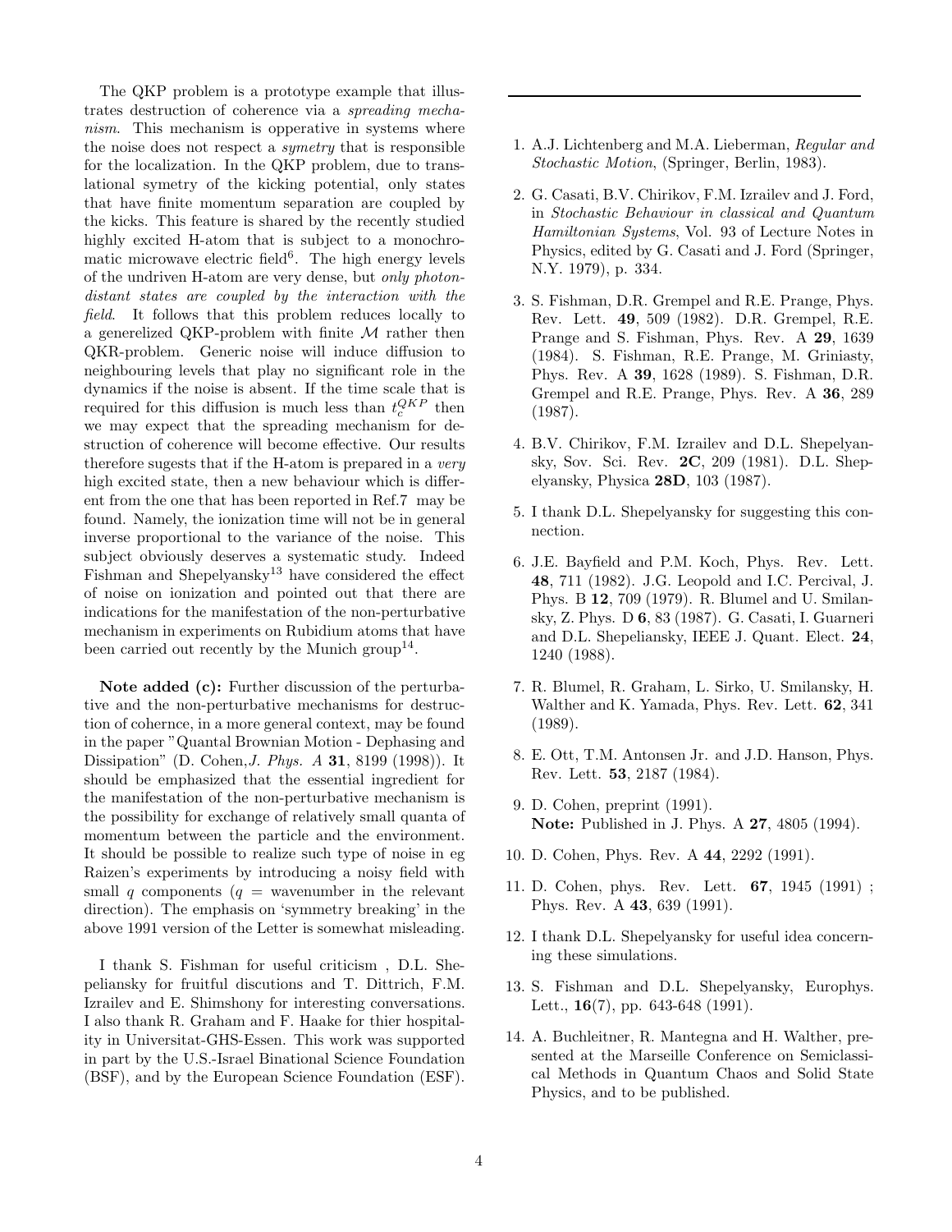The QKP problem is a prototype example that illustrates destruction of coherence via a *spreading mechanism*. This mechanism is opperative in systems where the noise does not respect a *symetry* that is responsible for the localization. In the QKP problem, due to translational symetry of the kicking potential, only states that have finite momentum separation are coupled by the kicks. This feature is shared by the recently studied highly excited H-atom that is subject to a monochromatic microwave electric field[6]. The high energy levels of the undriven H-atom are very dense, but *only photon-distant states are coupled by the interaction with the field*. It follows that this problem reduces locally to a generelized QKP-problem with finite $\mathcal{M}$ rather then QKR-problem. Generic noise will induce diffusion to neighbouring levels that play no significant role in the dynamics if the noise is absent. If the time scale that is required for this diffusion is much less than $t_c^{QKP}$ then we may expect that the spreading mechanism for destruction of coherence will become effective. Our results therefore sugests that if the H-atom is prepared in a *very* high excited state, then a new behaviour which is different from the one that has been reported in Ref.7 may be found. Namely, the ionization time will not be in general inverse proportional to the variance of the noise. This subject obviously deserves a systematic study. Indeed Fishman and Shepelyansky[13] have considered the effect of noise on ionization and pointed out that there are indications for the manifestation of the non-perturbative mechanism in experiments on Rubidium atoms that have been carried out recently by the Munich group[14].

**Note added (c):** Further discussion of the perturbative and the non-perturbative mechanisms for destruction of cohernce, in a more general context, may be found in the paper "Quantal Brownian Motion - Dephasing and Dissipation" (D. Cohen, *J. Phys. A* **31**, 8199 (1998)). It should be emphasized that the essential ingredient for the manifestation of the non-perturbative mechanism is the possibility for exchange of relatively small quanta of momentum between the particle and the environment. It should be possible to realize such type of noise in eg Raizen's experiments by introducing a noisy field with small $q$ components ($q$ = wavenumber in the relevant direction). The emphasis on 'symmetry breaking' in the above 1991 version of the Letter is somewhat misleading.

I thank S. Fishman for useful criticism , D.L. Shepeliansky for fruitful discutions and T. Dittrich, F.M. Izrailev and E. Shimshony for interesting conversations. I also thank R. Graham and F. Haake for thier hospitality in Universitat-GHS-Essen. This work was supported in part by the U.S.-Israel Binational Science Foundation (BSF), and by the European Science Foundation (ESF).

---

1. A.J. Lichtenberg and M.A. Lieberman, *Regular and Stochastic Motion*, (Springer, Berlin, 1983).
2. G. Casati, B.V. Chirikov, F.M. Izrailev and J. Ford, in *Stochastic Behaviour in classical and Quantum Hamiltonian Systems*, Vol. 93 of Lecture Notes in Physics, edited by G. Casati and J. Ford (Springer, N.Y. 1979), p. 334.
3. S. Fishman, D.R. Grempel and R.E. Prange, Phys. Rev. Lett. **49**, 509 (1982). D.R. Grempel, R.E. Prange and S. Fishman, Phys. Rev. A **29**, 1639 (1984). S. Fishman, R.E. Prange, M. Griniasty, Phys. Rev. A **39**, 1628 (1989). S. Fishman, D.R. Grempel and R.E. Prange, Phys. Rev. A **36**, 289 (1987).
4. B.V. Chirikov, F.M. Izrailev and D.L. Shepelyansky, Sov. Sci. Rev. **2C**, 209 (1981). D.L. Shepelyansky, Physica **28D**, 103 (1987).
5. I thank D.L. Shepelyansky for suggesting this connection.
6. J.E. Bayfield and P.M. Koch, Phys. Rev. Lett. **48**, 711 (1982). J.G. Leopold and I.C. Percival, J. Phys. B **12**, 709 (1979). R. Blumel and U. Smilansky, Z. Phys. D **6**, 83 (1987). G. Casati, I. Guarneri and D.L. Shepeliansky, IEEE J. Quant. Elect. **24**, 1240 (1988).
7. R. Blumel, R. Graham, L. Sirko, U. Smilansky, H. Walther and K. Yamada, Phys. Rev. Lett. **62**, 341 (1989).
8. E. Ott, T.M. Antonsen Jr. and J.D. Hanson, Phys. Rev. Lett. **53**, 2187 (1984).
9. D. Cohen, preprint (1991).
   **Note:** Published in J. Phys. A **27**, 4805 (1994).
10. D. Cohen, Phys. Rev. A **44**, 2292 (1991).
11. D. Cohen, phys. Rev. Lett. **67**, 1945 (1991) ; Phys. Rev. A **43**, 639 (1991).
12. I thank D.L. Shepelyansky for useful idea concerning these simulations.
13. S. Fishman and D.L. Shepelyansky, Europhys. Lett., **16**(7), pp. 643-648 (1991).
14. A. Buchleitner, R. Mantegna and H. Walther, presented at the Marseille Conference on Semiclassical Methods in Quantum Chaos and Solid State Physics, and to be published.